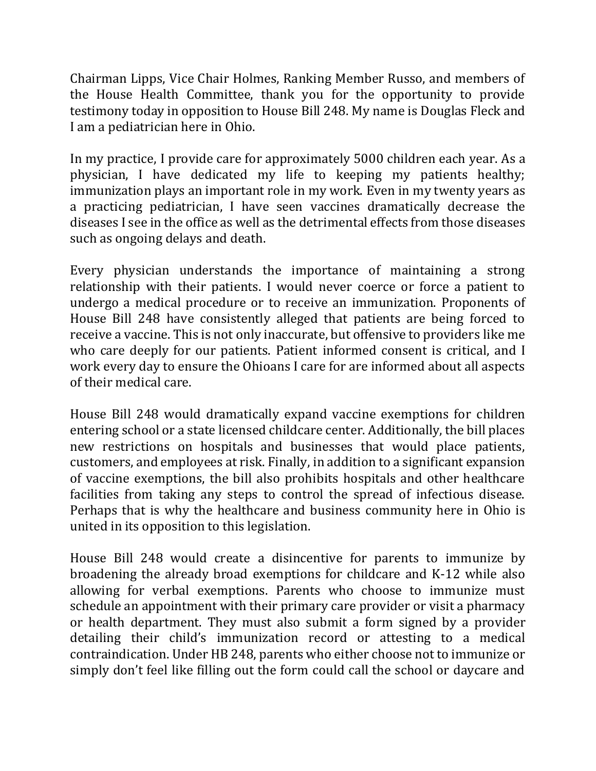Chairman Lipps, Vice Chair Holmes, Ranking Member Russo, and members of the House Health Committee, thank you for the opportunity to provide testimony today in opposition to House Bill 248. My name is Douglas Fleck and I am a pediatrician here in Ohio.

In my practice, I provide care for approximately 5000 children each year. As a physician, I have dedicated my life to keeping my patients healthy; immunization plays an important role in my work. Even in my twenty years as a practicing pediatrician, I have seen vaccines dramatically decrease the diseases I see in the office as well as the detrimental effects from those diseases such as ongoing delays and death.

Every physician understands the importance of maintaining a strong relationship with their patients. I would never coerce or force a patient to undergo a medical procedure or to receive an immunization. Proponents of House Bill 248 have consistently alleged that patients are being forced to receive a vaccine. This is not only inaccurate, but offensive to providers like me who care deeply for our patients. Patient informed consent is critical, and I work every day to ensure the Ohioans I care for are informed about all aspects of their medical care.

House Bill 248 would dramatically expand vaccine exemptions for children entering school or a state licensed childcare center. Additionally, the bill places new restrictions on hospitals and businesses that would place patients, customers, and employees at risk. Finally, in addition to a significant expansion of vaccine exemptions, the bill also prohibits hospitals and other healthcare facilities from taking any steps to control the spread of infectious disease. Perhaps that is why the healthcare and business community here in Ohio is united in its opposition to this legislation.

House Bill 248 would create a disincentive for parents to immunize by broadening the already broad exemptions for childcare and K-12 while also allowing for verbal exemptions. Parents who choose to immunize must schedule an appointment with their primary care provider or visit a pharmacy or health department. They must also submit a form signed by a provider detailing their child's immunization record or attesting to a medical contraindication. Under HB 248, parents who either choose not to immunize or simply don't feel like filling out the form could call the school or daycare and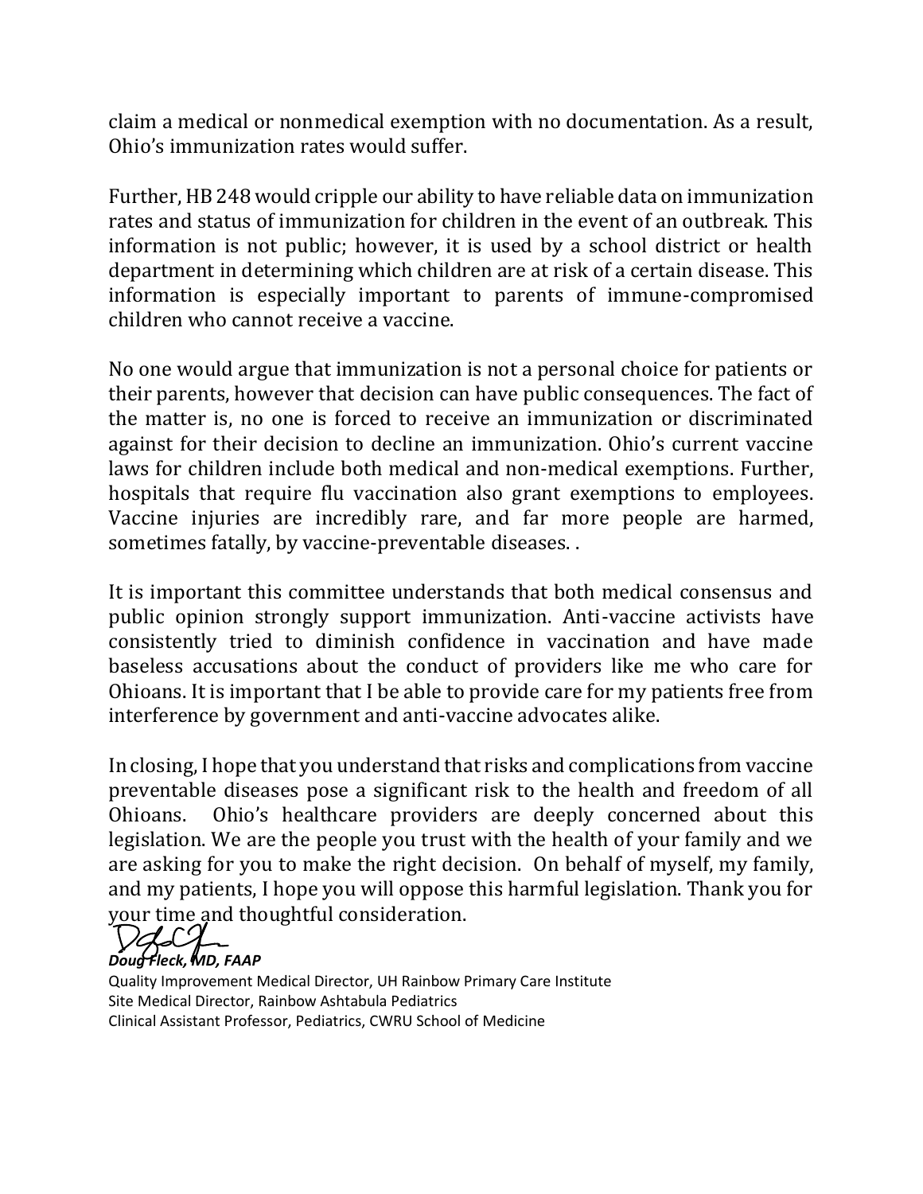claim a medical or nonmedical exemption with no documentation. As a result, Ohio's immunization rates would suffer.

Further, HB 248 would cripple our ability to have reliable data on immunization rates and status of immunization for children in the event of an outbreak. This information is not public; however, it is used by a school district or health department in determining which children are at risk of a certain disease. This information is especially important to parents of immune-compromised children who cannot receive a vaccine.

No one would argue that immunization is not a personal choice for patients or their parents, however that decision can have public consequences. The fact of the matter is, no one is forced to receive an immunization or discriminated against for their decision to decline an immunization. Ohio's current vaccine laws for children include both medical and non-medical exemptions. Further, hospitals that require flu vaccination also grant exemptions to employees. Vaccine injuries are incredibly rare, and far more people are harmed, sometimes fatally, by vaccine-preventable diseases. .

It is important this committee understands that both medical consensus and public opinion strongly support immunization. Anti-vaccine activists have consistently tried to diminish confidence in vaccination and have made baseless accusations about the conduct of providers like me who care for Ohioans. It is important that I be able to provide care for my patients free from interference by government and anti-vaccine advocates alike.

In closing, I hope that you understand that risks and complications from vaccine preventable diseases pose a significant risk to the health and freedom of all Ohioans. Ohio's healthcare providers are deeply concerned about this legislation. We are the people you trust with the health of your family and we are asking for you to make the right decision. On behalf of myself, my family, and my patients, I hope you will oppose this harmful legislation. Thank you for your time and thoughtful consideration.

***Doug Fleck, MD, FAAP***
Quality Improvement Medical Director, UH Rainbow Primary Care Institute
Site Medical Director, Rainbow Ashtabula Pediatrics
Clinical Assistant Professor, Pediatrics, CWRU School of Medicine